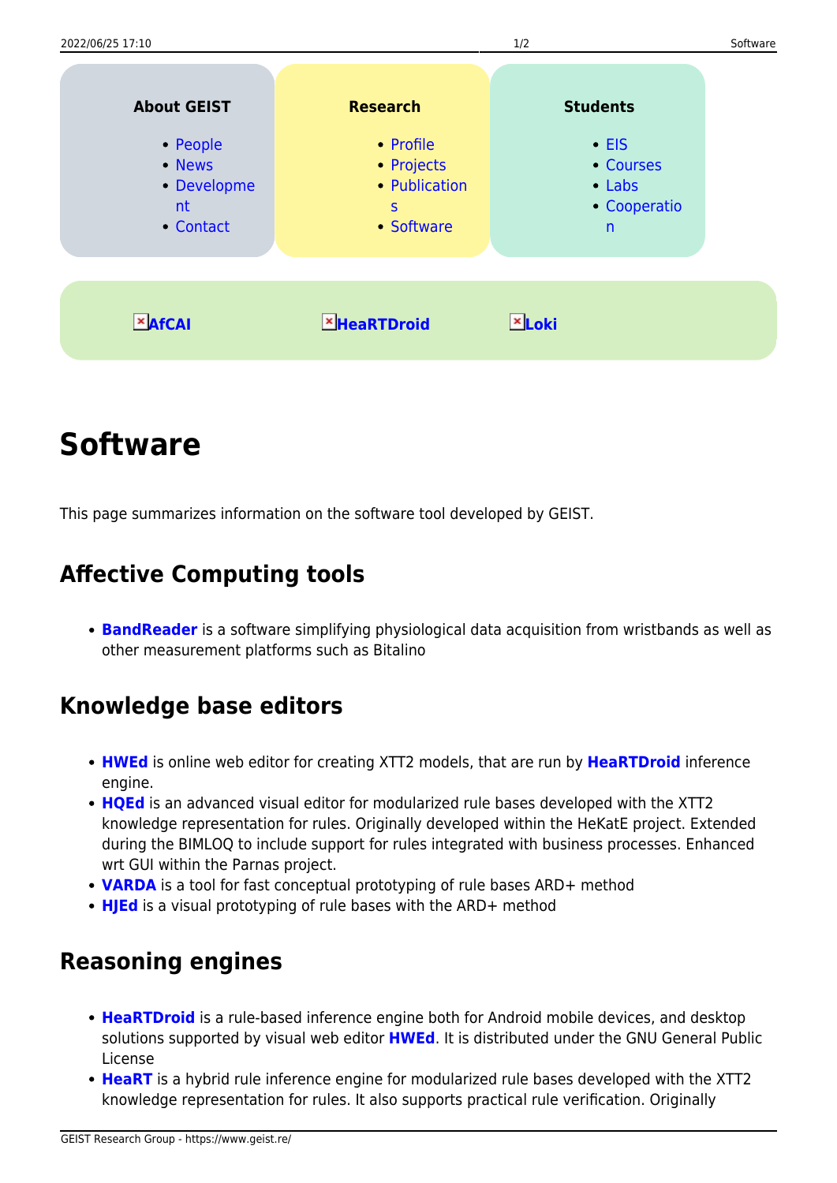**About GEIST**

- People
- News
- Development
- Contact

**Research**

- Profile
- Projects
- Publications
- Software

**Students**

- EIS
- Courses
- Labs
- Cooperation

**AfCAI** **HeaRTDroid** **Loki**

# Software

This page summarizes information on the software tool developed by GEIST.

## Affective Computing tools

- **BandReader** is a software simplifying physiological data acquisition from wristbands as well as other measurement platforms such as Bitalino

## Knowledge base editors

- **HWEd** is online web editor for creating XTT2 models, that are run by **HeaRTDroid** inference engine.
- **HQEd** is an advanced visual editor for modularized rule bases developed with the XTT2 knowledge representation for rules. Originally developed within the HeKatE project. Extended during the BIMLOQ to include support for rules integrated with business processes. Enhanced wrt GUI within the Parnas project.
- **VARDA** is a tool for fast conceptual prototyping of rule bases ARD+ method
- **HJEd** is a visual prototyping of rule bases with the ARD+ method

## Reasoning engines

- **HeaRTDroid** is a rule-based inference engine both for Android mobile devices, and desktop solutions supported by visual web editor **HWEd**. It is distributed under the GNU General Public License
- **HeaRT** is a hybrid rule inference engine for modularized rule bases developed with the XTT2 knowledge representation for rules. It also supports practical rule verification. Originally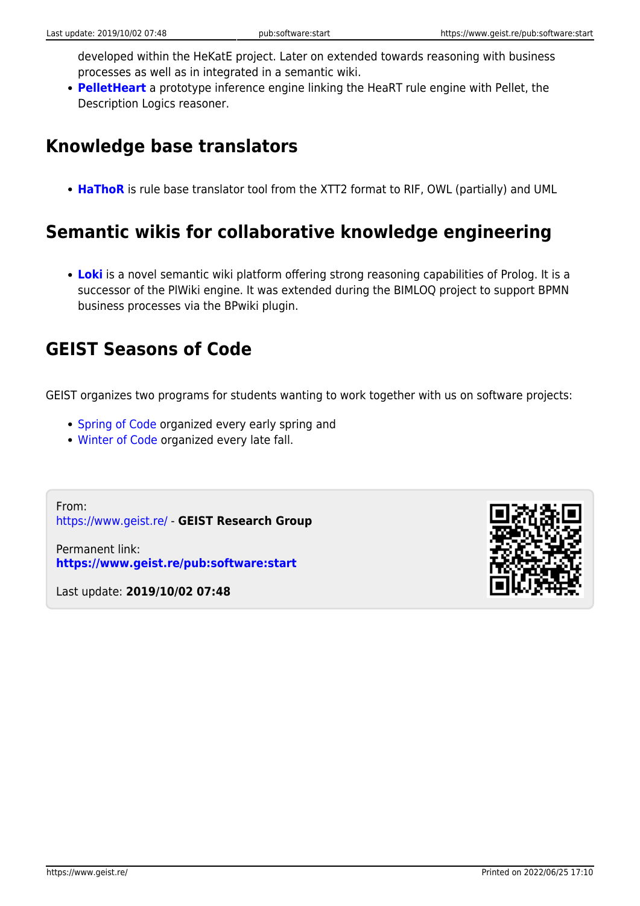developed within the HeKatE project. Later on extended towards reasoning with business processes as well as in integrated in a semantic wiki.
- **PelletHeart** a prototype inference engine linking the HeaRT rule engine with Pellet, the Description Logics reasoner.

## Knowledge base translators

- **HaThoR** is rule base translator tool from the XTT2 format to RIF, OWL (partially) and UML

## Semantic wikis for collaborative knowledge engineering

- **Loki** is a novel semantic wiki platform offering strong reasoning capabilities of Prolog. It is a successor of the PlWiki engine. It was extended during the BIMLOQ project to support BPMN business processes via the BPwiki plugin.

## GEIST Seasons of Code

GEIST organizes two programs for students wanting to work together with us on software projects:

- Spring of Code organized every early spring and
- Winter of Code organized every late fall.

From:
https://www.geist.re/ - **GEIST Research Group**

Permanent link:
**https://www.geist.re/pub:software:start**

Last update: **2019/10/02 07:48**